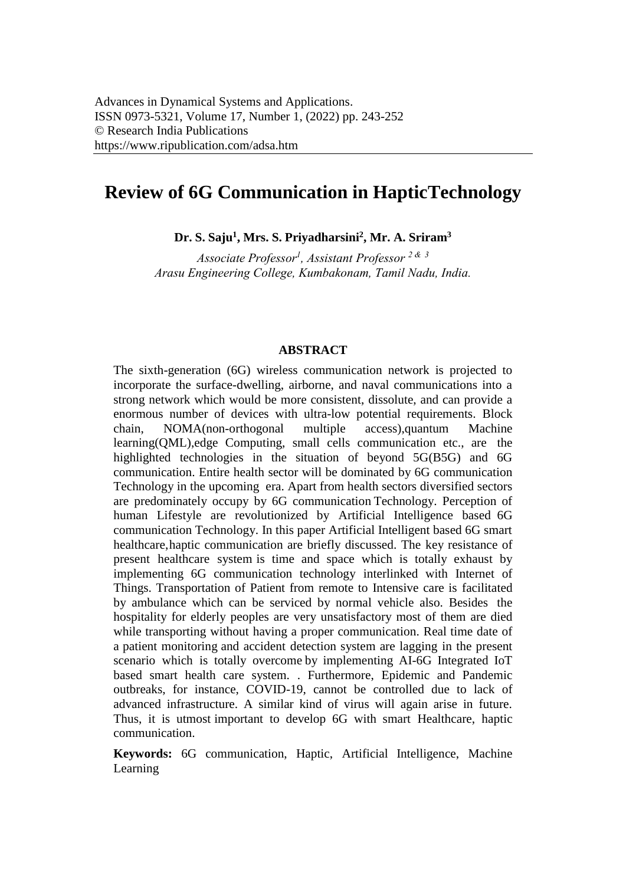Advances in Dynamical Systems and Applications.
ISSN 0973-5321, Volume 17, Number 1, (2022) pp. 243-252
© Research India Publications
https://www.ripublication.com/adsa.htm

# Review of 6G Communication in HapticTechnology

**Dr. S. Saju[1], Mrs. S. Priyadharsini[2], Mr. A. Sriram[3]**

*Associate Professor[1], Assistant Professor [2 & 3]*
*Arasu Engineering College, Kumbakonam, Tamil Nadu, India.*

## ABSTRACT

The sixth-generation (6G) wireless communication network is projected to incorporate the surface-dwelling, airborne, and naval communications into a strong network which would be more consistent, dissolute, and can provide a enormous number of devices with ultra-low potential requirements. Block chain, NOMA(non-orthogonal multiple access),quantum Machine learning(QML),edge Computing, small cells communication etc., are the highlighted technologies in the situation of beyond 5G(B5G) and 6G communication. Entire health sector will be dominated by 6G communication Technology in the upcoming era. Apart from health sectors diversified sectors are predominately occupy by 6G communication Technology. Perception of human Lifestyle are revolutionized by Artificial Intelligence based 6G communication Technology. In this paper Artificial Intelligent based 6G smart healthcare,haptic communication are briefly discussed. The key resistance of present healthcare system is time and space which is totally exhaust by implementing 6G communication technology interlinked with Internet of Things. Transportation of Patient from remote to Intensive care is facilitated by ambulance which can be serviced by normal vehicle also. Besides the hospitality for elderly peoples are very unsatisfactory most of them are died while transporting without having a proper communication. Real time date of a patient monitoring and accident detection system are lagging in the present scenario which is totally overcome by implementing AI-6G Integrated IoT based smart health care system. . Furthermore, Epidemic and Pandemic outbreaks, for instance, COVID-19, cannot be controlled due to lack of advanced infrastructure. A similar kind of virus will again arise in future. Thus, it is utmost important to develop 6G with smart Healthcare, haptic communication.

**Keywords:** 6G communication, Haptic, Artificial Intelligence, Machine Learning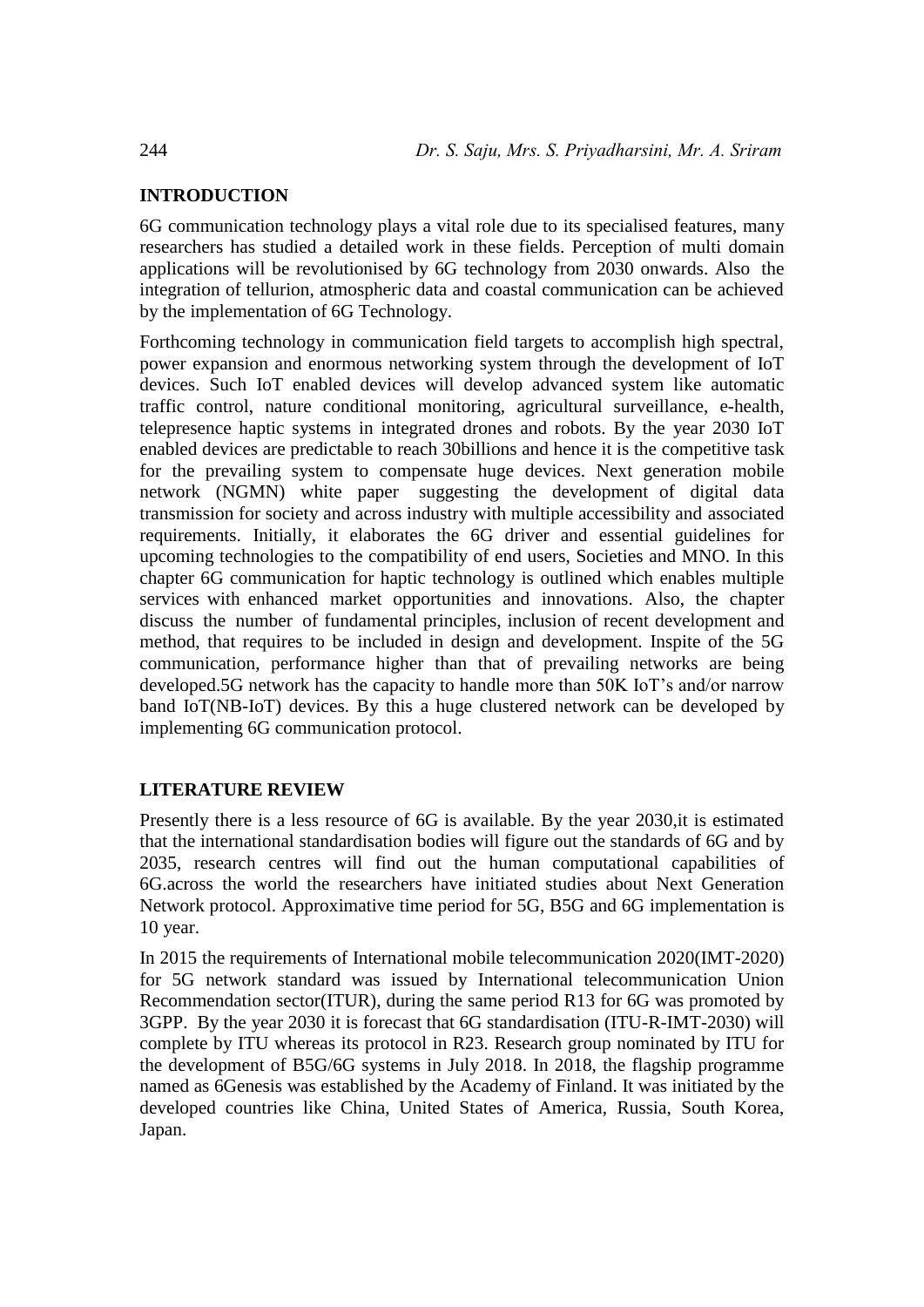## INTRODUCTION

6G communication technology plays a vital role due to its specialised features, many researchers has studied a detailed work in these fields. Perception of multi domain applications will be revolutionised by 6G technology from 2030 onwards. Also the integration of tellurion, atmospheric data and coastal communication can be achieved by the implementation of 6G Technology.

Forthcoming technology in communication field targets to accomplish high spectral, power expansion and enormous networking system through the development of IoT devices. Such IoT enabled devices will develop advanced system like automatic traffic control, nature conditional monitoring, agricultural surveillance, e-health, telepresence haptic systems in integrated drones and robots. By the year 2030 IoT enabled devices are predictable to reach 30billions and hence it is the competitive task for the prevailing system to compensate huge devices. Next generation mobile network (NGMN) white paper suggesting the development of digital data transmission for society and across industry with multiple accessibility and associated requirements. Initially, it elaborates the 6G driver and essential guidelines for upcoming technologies to the compatibility of end users, Societies and MNO. In this chapter 6G communication for haptic technology is outlined which enables multiple services with enhanced market opportunities and innovations. Also, the chapter discuss the number of fundamental principles, inclusion of recent development and method, that requires to be included in design and development. Inspite of the 5G communication, performance higher than that of prevailing networks are being developed.5G network has the capacity to handle more than 50K IoT's and/or narrow band IoT(NB-IoT) devices. By this a huge clustered network can be developed by implementing 6G communication protocol.

## LITERATURE REVIEW

Presently there is a less resource of 6G is available. By the year 2030,it is estimated that the international standardisation bodies will figure out the standards of 6G and by 2035, research centres will find out the human computational capabilities of 6G.across the world the researchers have initiated studies about Next Generation Network protocol. Approximative time period for 5G, B5G and 6G implementation is 10 year.

In 2015 the requirements of International mobile telecommunication 2020(IMT-2020) for 5G network standard was issued by International telecommunication Union Recommendation sector(ITUR), during the same period R13 for 6G was promoted by 3GPP. By the year 2030 it is forecast that 6G standardisation (ITU-R-IMT-2030) will complete by ITU whereas its protocol in R23. Research group nominated by ITU for the development of B5G/6G systems in July 2018. In 2018, the flagship programme named as 6Genesis was established by the Academy of Finland. It was initiated by the developed countries like China, United States of America, Russia, South Korea, Japan.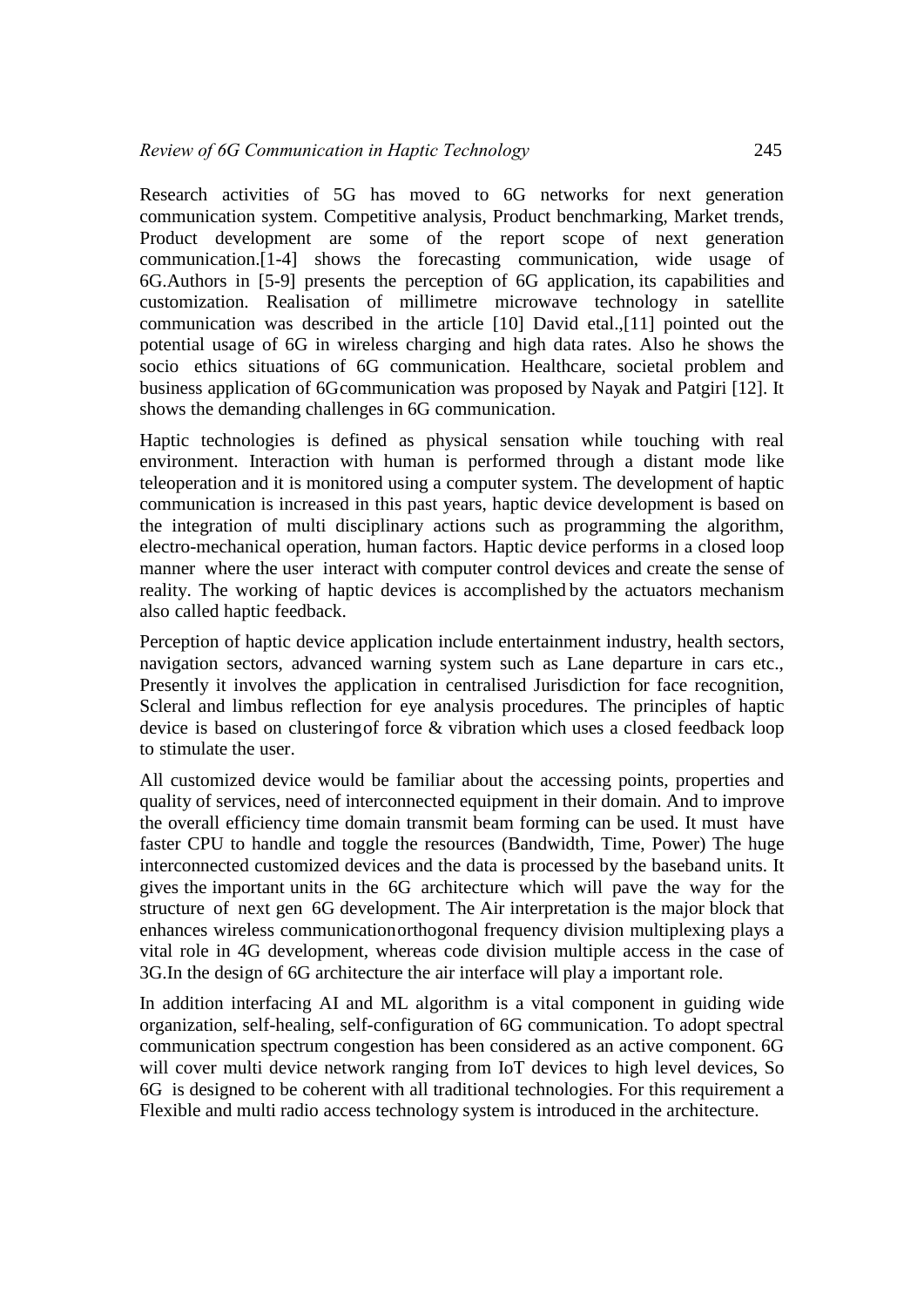Research activities of 5G has moved to 6G networks for next generation communication system. Competitive analysis, Product benchmarking, Market trends, Product development are some of the report scope of next generation communication.[1-4] shows the forecasting communication, wide usage of 6G.Authors in [5-9] presents the perception of 6G application, its capabilities and customization. Realisation of millimetre microwave technology in satellite communication was described in the article [10] David etal.,[11] pointed out the potential usage of 6G in wireless charging and high data rates. Also he shows the socio ethics situations of 6G communication. Healthcare, societal problem and business application of 6Gcommunication was proposed by Nayak and Patgiri [12]. It shows the demanding challenges in 6G communication.

Haptic technologies is defined as physical sensation while touching with real environment. Interaction with human is performed through a distant mode like teleoperation and it is monitored using a computer system. The development of haptic communication is increased in this past years, haptic device development is based on the integration of multi disciplinary actions such as programming the algorithm, electro-mechanical operation, human factors. Haptic device performs in a closed loop manner where the user interact with computer control devices and create the sense of reality. The working of haptic devices is accomplished by the actuators mechanism also called haptic feedback.

Perception of haptic device application include entertainment industry, health sectors, navigation sectors, advanced warning system such as Lane departure in cars etc., Presently it involves the application in centralised Jurisdiction for face recognition, Scleral and limbus reflection for eye analysis procedures. The principles of haptic device is based on clusteringof force & vibration which uses a closed feedback loop to stimulate the user.

All customized device would be familiar about the accessing points, properties and quality of services, need of interconnected equipment in their domain. And to improve the overall efficiency time domain transmit beam forming can be used. It must have faster CPU to handle and toggle the resources (Bandwidth, Time, Power) The huge interconnected customized devices and the data is processed by the baseband units. It gives the important units in the 6G architecture which will pave the way for the structure of next gen 6G development. The Air interpretation is the major block that enhances wireless communicationorthogonal frequency division multiplexing plays a vital role in 4G development, whereas code division multiple access in the case of 3G.In the design of 6G architecture the air interface will play a important role.

In addition interfacing AI and ML algorithm is a vital component in guiding wide organization, self-healing, self-configuration of 6G communication. To adopt spectral communication spectrum congestion has been considered as an active component. 6G will cover multi device network ranging from IoT devices to high level devices, So 6G is designed to be coherent with all traditional technologies. For this requirement a Flexible and multi radio access technology system is introduced in the architecture.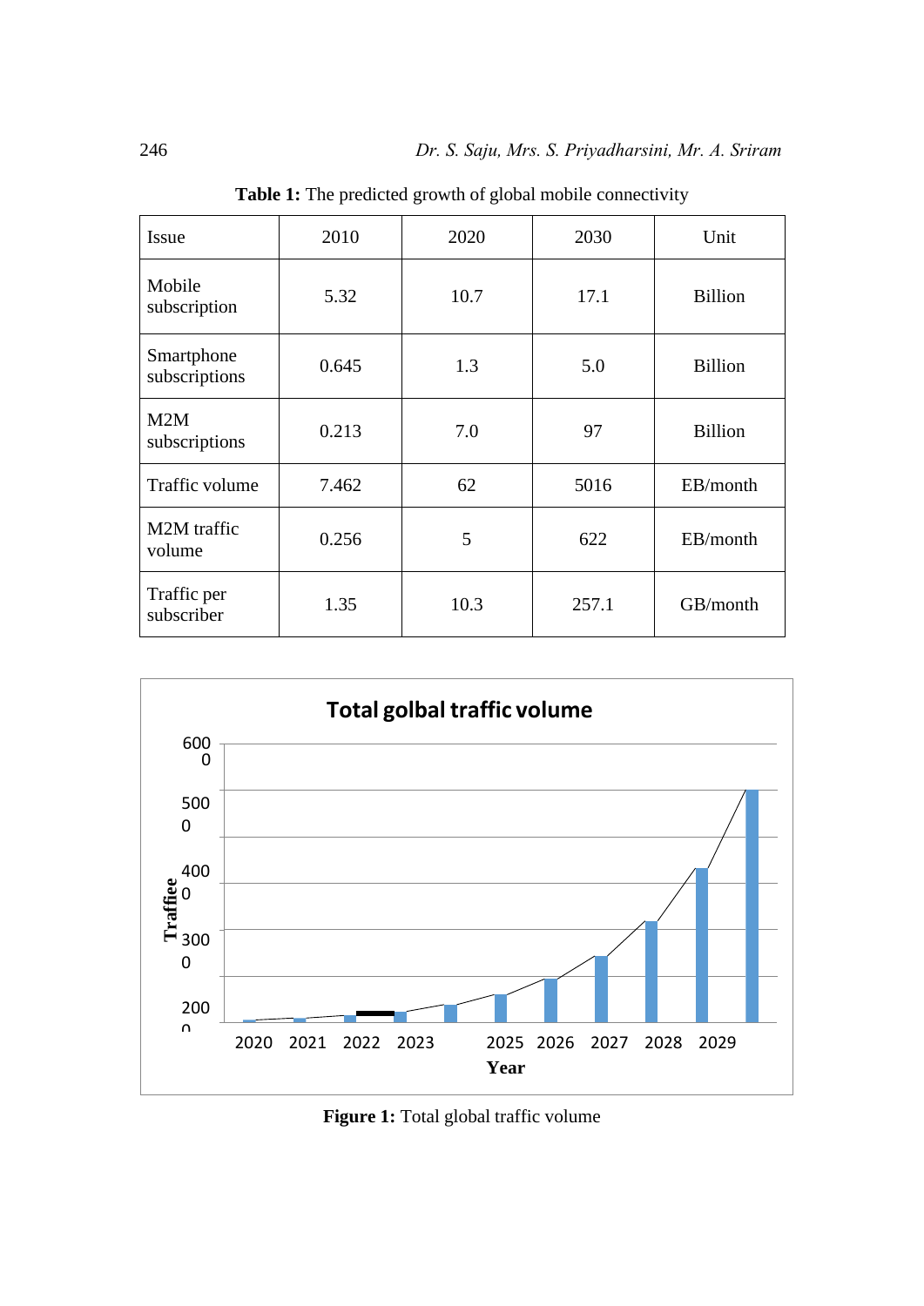**Table 1:** The predicted growth of global mobile connectivity

| Issue | 2010 | 2020 | 2030 | Unit |
|---|---|---|---|---|
| Mobile subscription | 5.32 | 10.7 | 17.1 | Billion |
| Smartphone subscriptions | 0.645 | 1.3 | 5.0 | Billion |
| M2M subscriptions | 0.213 | 7.0 | 97 | Billion |
| Traffic volume | 7.462 | 62 | 5016 | EB/month |
| M2M traffic volume | 0.256 | 5 | 622 | EB/month |
| Traffic per subscriber | 1.35 | 10.3 | 257.1 | GB/month |

**Figure 1:** Total global traffic volume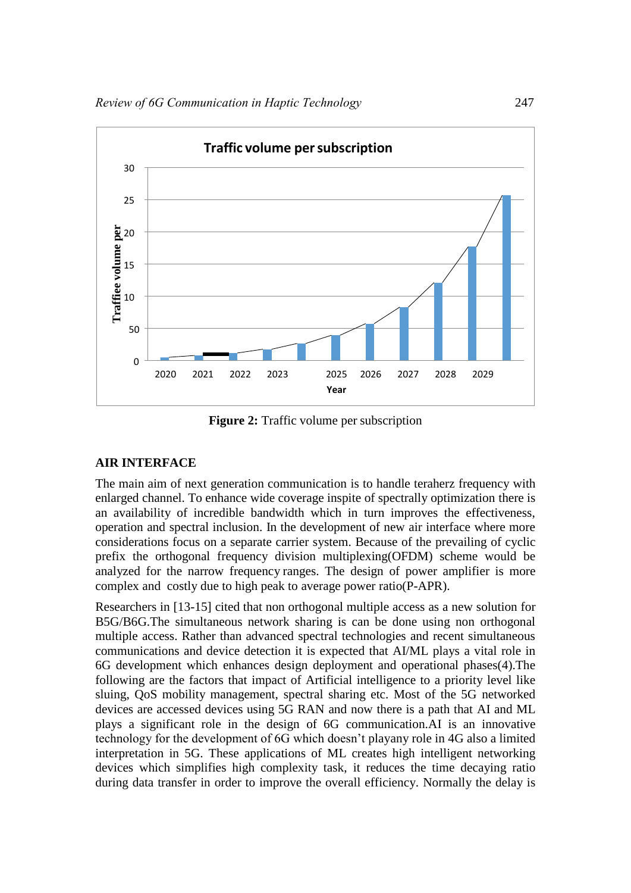**Figure 2:** Traffic volume per subscription

## AIR INTERFACE

The main aim of next generation communication is to handle teraherz frequency with enlarged channel. To enhance wide coverage inspite of spectrally optimization there is an availability of incredible bandwidth which in turn improves the effectiveness, operation and spectral inclusion. In the development of new air interface where more considerations focus on a separate carrier system. Because of the prevailing of cyclic prefix the orthogonal frequency division multiplexing(OFDM) scheme would be analyzed for the narrow frequency ranges. The design of power amplifier is more complex and costly due to high peak to average power ratio(P-APR).

Researchers in [13-15] cited that non orthogonal multiple access as a new solution for B5G/B6G.The simultaneous network sharing is can be done using non orthogonal multiple access. Rather than advanced spectral technologies and recent simultaneous communications and device detection it is expected that AI/ML plays a vital role in 6G development which enhances design deployment and operational phases(4).The following are the factors that impact of Artificial intelligence to a priority level like sluing, QoS mobility management, spectral sharing etc. Most of the 5G networked devices are accessed devices using 5G RAN and now there is a path that AI and ML plays a significant role in the design of 6G communication.AI is an innovative technology for the development of 6G which doesn't playany role in 4G also a limited interpretation in 5G. These applications of ML creates high intelligent networking devices which simplifies high complexity task, it reduces the time decaying ratio during data transfer in order to improve the overall efficiency. Normally the delay is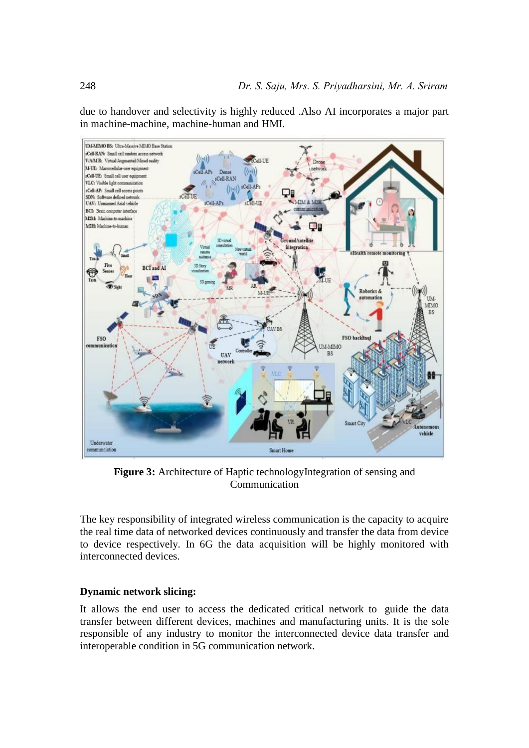due to handover and selectivity is highly reduced .Also AI incorporates a major part in machine-machine, machine-human and HMI.

**Figure 3:** Architecture of Haptic technologyIntegration of sensing and Communication

The key responsibility of integrated wireless communication is the capacity to acquire the real time data of networked devices continuously and transfer the data from device to device respectively. In 6G the data acquisition will be highly monitored with interconnected devices.

**Dynamic network slicing:**

It allows the end user to access the dedicated critical network to guide the data transfer between different devices, machines and manufacturing units. It is the sole responsible of any industry to monitor the interconnected device data transfer and interoperable condition in 5G communication network.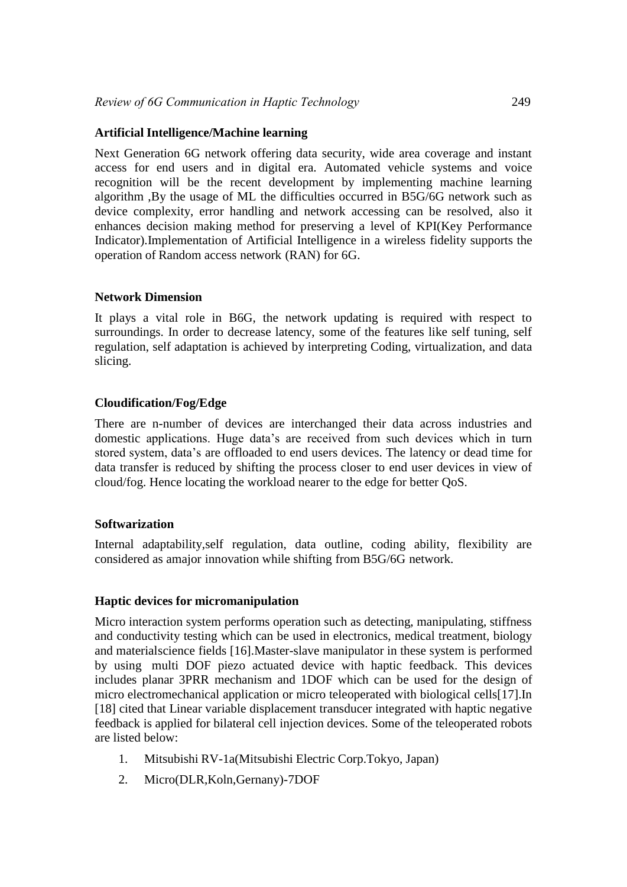**Artificial Intelligence/Machine learning**

Next Generation 6G network offering data security, wide area coverage and instant access for end users and in digital era. Automated vehicle systems and voice recognition will be the recent development by implementing machine learning algorithm ,By the usage of ML the difficulties occurred in B5G/6G network such as device complexity, error handling and network accessing can be resolved, also it enhances decision making method for preserving a level of KPI(Key Performance Indicator).Implementation of Artificial Intelligence in a wireless fidelity supports the operation of Random access network (RAN) for 6G.

**Network Dimension**

It plays a vital role in B6G, the network updating is required with respect to surroundings. In order to decrease latency, some of the features like self tuning, self regulation, self adaptation is achieved by interpreting Coding, virtualization, and data slicing.

**Cloudification/Fog/Edge**

There are n-number of devices are interchanged their data across industries and domestic applications. Huge data's are received from such devices which in turn stored system, data's are offloaded to end users devices. The latency or dead time for data transfer is reduced by shifting the process closer to end user devices in view of cloud/fog. Hence locating the workload nearer to the edge for better QoS.

**Softwarization**

Internal adaptability,self regulation, data outline, coding ability, flexibility are considered as amajor innovation while shifting from B5G/6G network.

**Haptic devices for micromanipulation**

Micro interaction system performs operation such as detecting, manipulating, stiffness and conductivity testing which can be used in electronics, medical treatment, biology and materialscience fields [16].Master-slave manipulator in these system is performed by using multi DOF piezo actuated device with haptic feedback. This devices includes planar 3PRR mechanism and 1DOF which can be used for the design of micro electromechanical application or micro teleoperated with biological cells[17].In [18] cited that Linear variable displacement transducer integrated with haptic negative feedback is applied for bilateral cell injection devices. Some of the teleoperated robots are listed below:

1. Mitsubishi RV-1a(Mitsubishi Electric Corp.Tokyo, Japan)
2. Micro(DLR,Koln,Gernany)-7DOF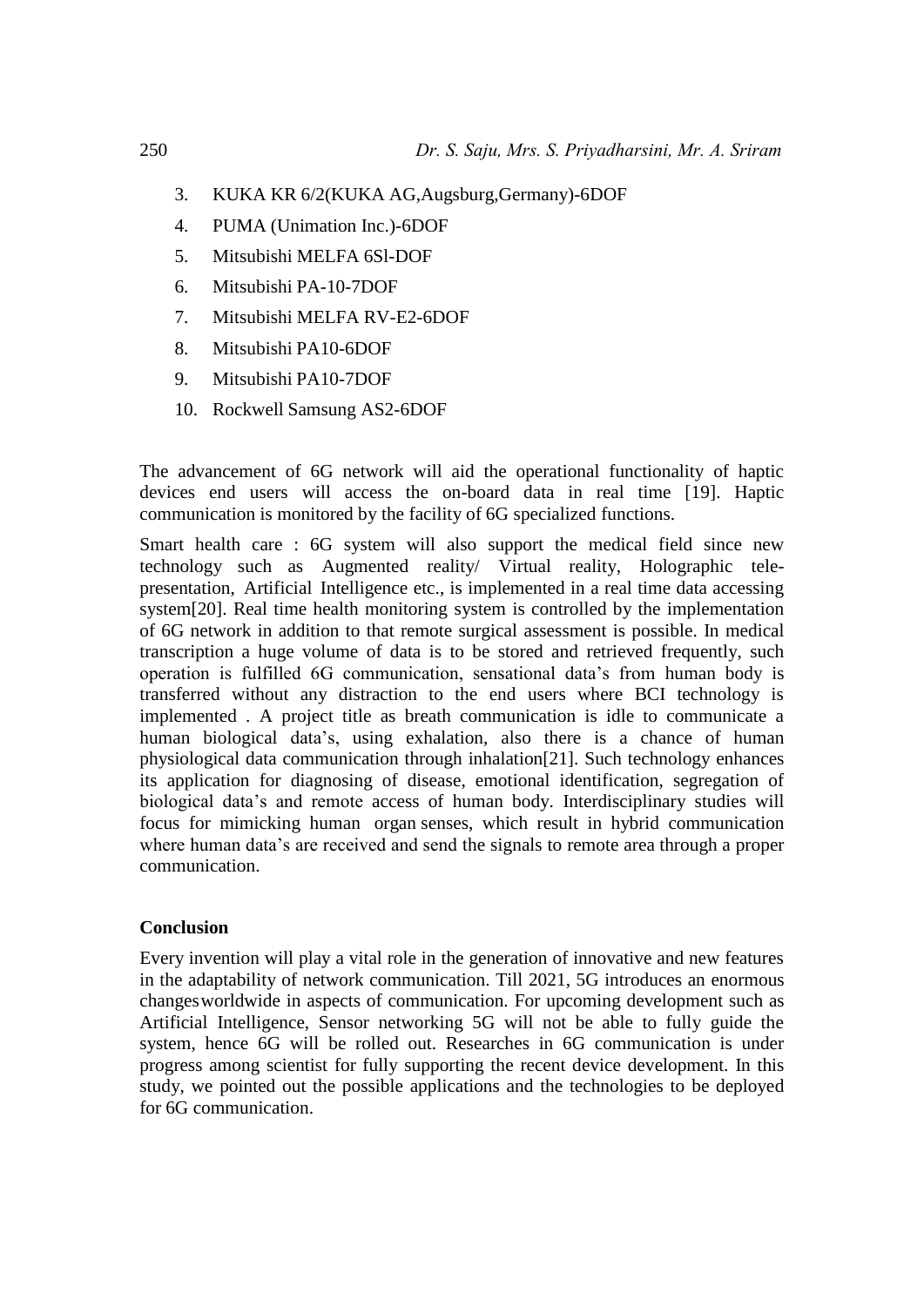3. KUKA KR 6/2(KUKA AG,Augsburg,Germany)-6DOF
4. PUMA (Unimation Inc.)-6DOF
5. Mitsubishi MELFA 6Sl-DOF
6. Mitsubishi PA-10-7DOF
7. Mitsubishi MELFA RV-E2-6DOF
8. Mitsubishi PA10-6DOF
9. Mitsubishi PA10-7DOF
10. Rockwell Samsung AS2-6DOF

The advancement of 6G network will aid the operational functionality of haptic devices end users will access the on-board data in real time [19]. Haptic communication is monitored by the facility of 6G specialized functions.

Smart health care : 6G system will also support the medical field since new technology such as Augmented reality/ Virtual reality, Holographic tele-presentation, Artificial Intelligence etc., is implemented in a real time data accessing system[20]. Real time health monitoring system is controlled by the implementation of 6G network in addition to that remote surgical assessment is possible. In medical transcription a huge volume of data is to be stored and retrieved frequently, such operation is fulfilled 6G communication, sensational data's from human body is transferred without any distraction to the end users where BCI technology is implemented . A project title as breath communication is idle to communicate a human biological data's, using exhalation, also there is a chance of human physiological data communication through inhalation[21]. Such technology enhances its application for diagnosing of disease, emotional identification, segregation of biological data's and remote access of human body. Interdisciplinary studies will focus for mimicking human organ senses, which result in hybrid communication where human data's are received and send the signals to remote area through a proper communication.

## Conclusion

Every invention will play a vital role in the generation of innovative and new features in the adaptability of network communication. Till 2021, 5G introduces an enormous changesworldwide in aspects of communication. For upcoming development such as Artificial Intelligence, Sensor networking 5G will not be able to fully guide the system, hence 6G will be rolled out. Researches in 6G communication is under progress among scientist for fully supporting the recent device development. In this study, we pointed out the possible applications and the technologies to be deployed for 6G communication.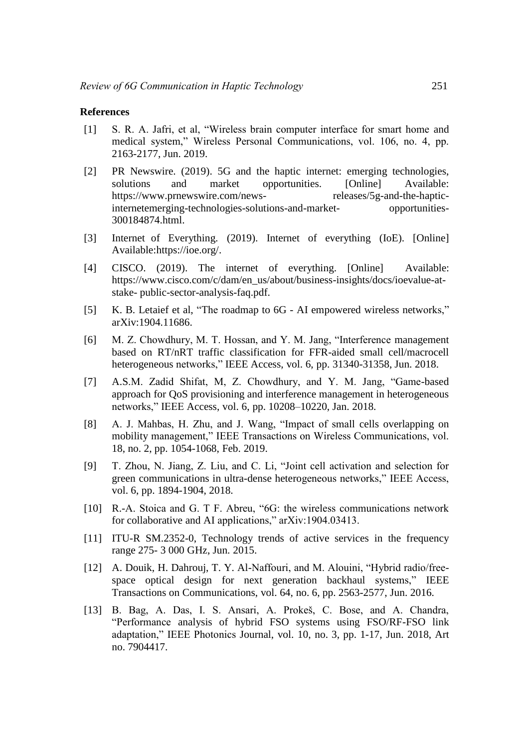## References

[1] S. R. A. Jafri, et al, "Wireless brain computer interface for smart home and medical system," Wireless Personal Communications, vol. 106, no. 4, pp. 2163-2177, Jun. 2019.

[2] PR Newswire. (2019). 5G and the haptic internet: emerging technologies, solutions and market opportunities. [Online] Available: https://www.prnewswire.com/news- releases/5g-and-the-haptic-internetemerging-technologies-solutions-and-market- opportunities-300184874.html.

[3] Internet of Everything. (2019). Internet of everything (IoE). [Online] Available:https://ioe.org/.

[4] CISCO. (2019). The internet of everything. [Online] Available: https://www.cisco.com/c/dam/en_us/about/business-insights/docs/ioevalue-at-stake- public-sector-analysis-faq.pdf.

[5] K. B. Letaief et al, "The roadmap to 6G - AI empowered wireless networks," arXiv:1904.11686.

[6] M. Z. Chowdhury, M. T. Hossan, and Y. M. Jang, "Interference management based on RT/nRT traffic classification for FFR-aided small cell/macrocell heterogeneous networks," IEEE Access, vol. 6, pp. 31340-31358, Jun. 2018.

[7] A.S.M. Zadid Shifat, M, Z. Chowdhury, and Y. M. Jang, "Game-based approach for QoS provisioning and interference management in heterogeneous networks," IEEE Access, vol. 6, pp. 10208–10220, Jan. 2018.

[8] A. J. Mahbas, H. Zhu, and J. Wang, "Impact of small cells overlapping on mobility management," IEEE Transactions on Wireless Communications, vol. 18, no. 2, pp. 1054-1068, Feb. 2019.

[9] T. Zhou, N. Jiang, Z. Liu, and C. Li, "Joint cell activation and selection for green communications in ultra-dense heterogeneous networks," IEEE Access, vol. 6, pp. 1894-1904, 2018.

[10] R.-A. Stoica and G. T F. Abreu, "6G: the wireless communications network for collaborative and AI applications," arXiv:1904.03413.

[11] ITU-R SM.2352-0, Technology trends of active services in the frequency range 275- 3 000 GHz, Jun. 2015.

[12] A. Douik, H. Dahrouj, T. Y. Al-Naffouri, and M. Alouini, "Hybrid radio/free-space optical design for next generation backhaul systems," IEEE Transactions on Communications, vol. 64, no. 6, pp. 2563-2577, Jun. 2016.

[13] B. Bag, A. Das, I. S. Ansari, A. Prokeš, C. Bose, and A. Chandra, "Performance analysis of hybrid FSO systems using FSO/RF-FSO link adaptation," IEEE Photonics Journal, vol. 10, no. 3, pp. 1-17, Jun. 2018, Art no. 7904417.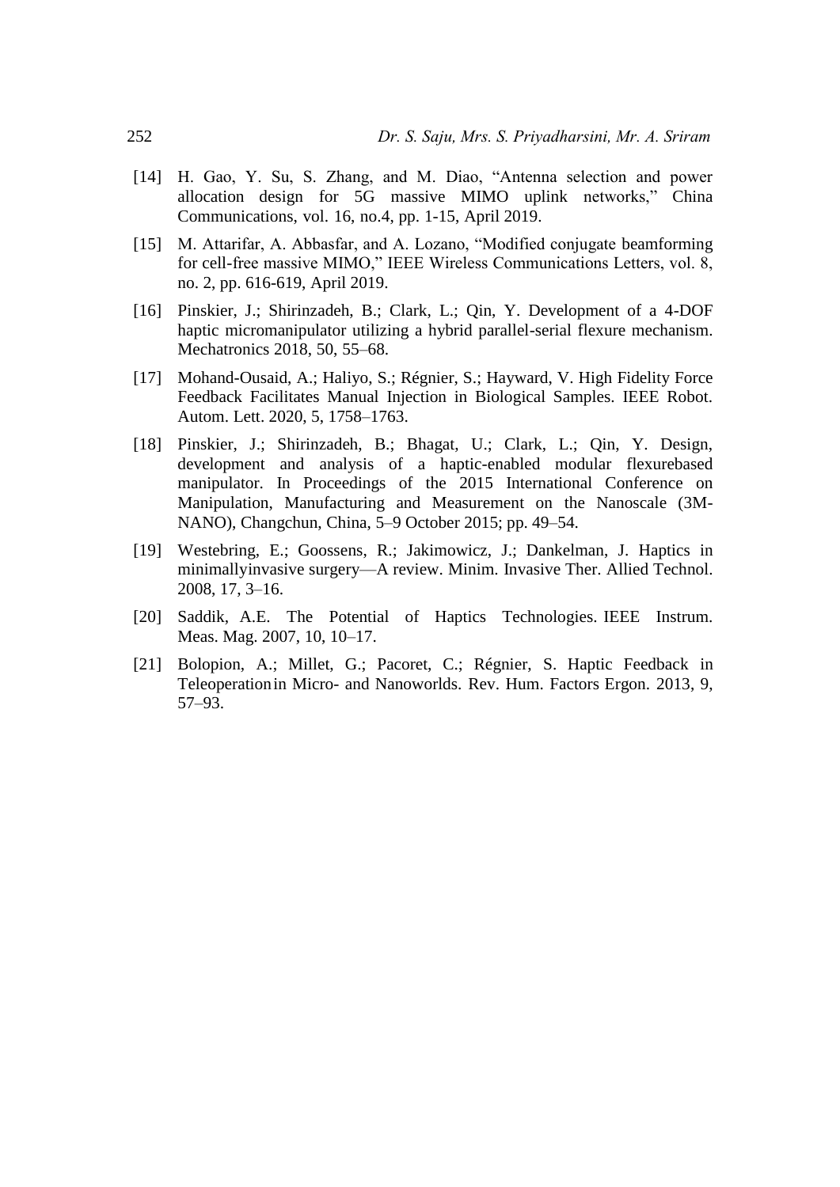[14] H. Gao, Y. Su, S. Zhang, and M. Diao, "Antenna selection and power allocation design for 5G massive MIMO uplink networks," China Communications, vol. 16, no.4, pp. 1-15, April 2019.

[15] M. Attarifar, A. Abbasfar, and A. Lozano, "Modified conjugate beamforming for cell-free massive MIMO," IEEE Wireless Communications Letters, vol. 8, no. 2, pp. 616-619, April 2019.

[16] Pinskier, J.; Shirinzadeh, B.; Clark, L.; Qin, Y. Development of a 4-DOF haptic micromanipulator utilizing a hybrid parallel-serial flexure mechanism. Mechatronics 2018, 50, 55–68.

[17] Mohand-Ousaid, A.; Haliyo, S.; Régnier, S.; Hayward, V. High Fidelity Force Feedback Facilitates Manual Injection in Biological Samples. IEEE Robot. Autom. Lett. 2020, 5, 1758–1763.

[18] Pinskier, J.; Shirinzadeh, B.; Bhagat, U.; Clark, L.; Qin, Y. Design, development and analysis of a haptic-enabled modular flexurebased manipulator. In Proceedings of the 2015 International Conference on Manipulation, Manufacturing and Measurement on the Nanoscale (3M-NANO), Changchun, China, 5–9 October 2015; pp. 49–54.

[19] Westebring, E.; Goossens, R.; Jakimowicz, J.; Dankelman, J. Haptics in minimallyinvasive surgery—A review. Minim. Invasive Ther. Allied Technol. 2008, 17, 3–16.

[20] Saddik, A.E. The Potential of Haptics Technologies. IEEE Instrum. Meas. Mag. 2007, 10, 10–17.

[21] Bolopion, A.; Millet, G.; Pacoret, C.; Régnier, S. Haptic Feedback in Teleoperationin Micro- and Nanoworlds. Rev. Hum. Factors Ergon. 2013, 9, 57–93.